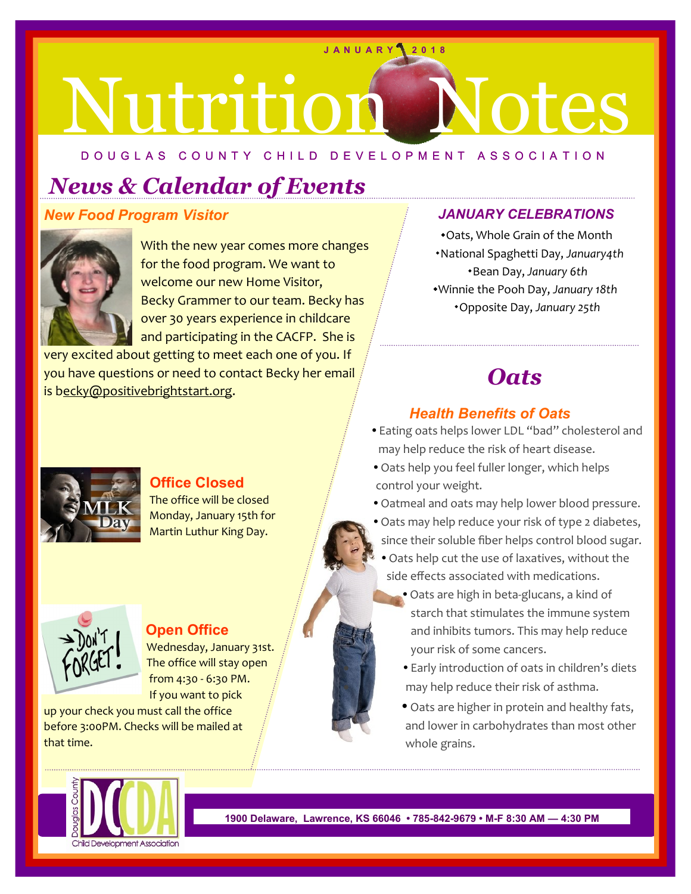JANUARY 2018

# Nutrition Notes

DOUGLAS COUNTY CHILD DEVELOPMENT ASSOCIATION

## *News & Calendar of Events*

### *New Food Program Visitor*

With the new year comes more changes for the food program. We want to welcome our new Home Visitor, Becky Grammer to our team. Becky has over 30 years experience in childcare and participating in the CACFP. She is very excited about getting to meet each one of you. If you have questions or need to contact Becky her email is becky@positivebrightstart.org.

### Office Closed

The office will be closed Monday, January 15th for Martin Luthur King Day.

### Open Office

Wednesday, January 31st. The office will stay open from 4:30 - 6:30 PM. If you want to pick up your check you must call the office before 3:00PM. Checks will be mailed at that time.

### *JANUARY CELEBRATIONS*

- Oats, Whole Grain of the Month
- National Spaghetti Day, *January4th*
- Bean Day, *January 6th*
- Winnie the Pooh Day, *January 18th*
- Opposite Day, *January 25th*

## *Oats*

### *Health Benefits of Oats*

- Eating oats helps lower LDL "bad" cholesterol and may help reduce the risk of heart disease.
- Oats help you feel fuller longer, which helps control your weight.
- Oatmeal and oats may help lower blood pressure.
- Oats may help reduce your risk of type 2 diabetes, since their soluble fiber helps control blood sugar.
- Oats help cut the use of laxatives, without the side effects associated with medications.
- Oats are high in beta-glucans, a kind of starch that stimulates the immune system and inhibits tumors. This may help reduce your risk of some cancers.
- Early introduction of oats in children's diets may help reduce their risk of asthma.
- Oats are higher in protein and healthy fats, and lower in carbohydrates than most other whole grains.

1900 Delaware, Lawrence, KS 66046 • 785-842-9679 • M-F 8:30 AM — 4:30 PM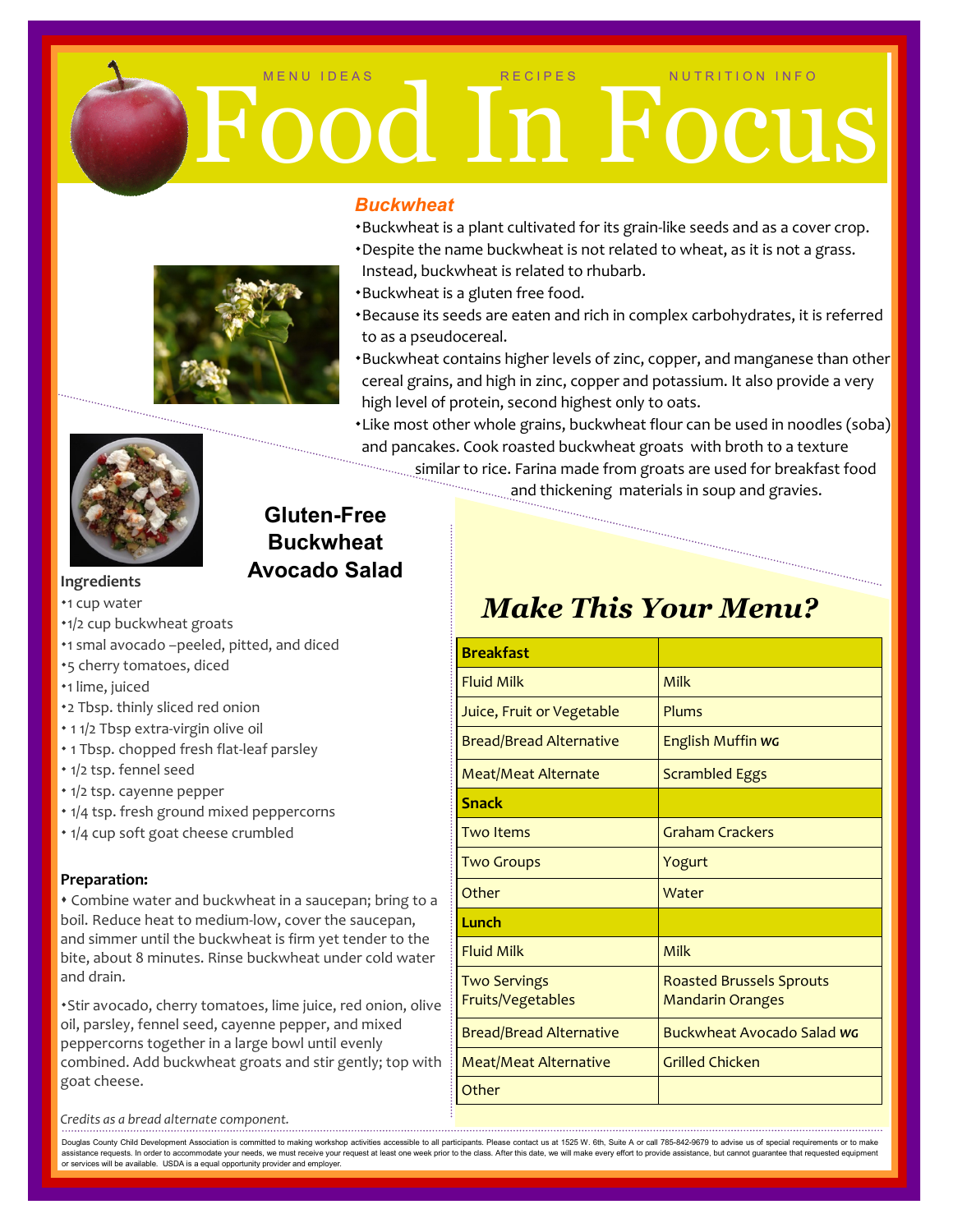# Food In Focus

MENU IDEAS RECIPES NUTRITION INFO

### *Buckwheat*

- Buckwheat is a plant cultivated for its grain-like seeds and as a cover crop.
- Despite the name buckwheat is not related to wheat, as it is not a grass. Instead, buckwheat is related to rhubarb.
- Buckwheat is a gluten free food.
- Because its seeds are eaten and rich in complex carbohydrates, it is referred to as a pseudocereal.
- Buckwheat contains higher levels of zinc, copper, and manganese than other cereal grains, and high in zinc, copper and potassium. It also provide a very high level of protein, second highest only to oats.
- Like most other whole grains, buckwheat flour can be used in noodles (soba) and pancakes. Cook roasted buckwheat groats with broth to a texture similar to rice. Farina made from groats are used for breakfast food and thickening materials in soup and gravies.

## Gluten-Free Buckwheat Avocado Salad

**Ingredients**

- 1 cup water
- 1/2 cup buckwheat groats
- 1 smal avocado –peeled, pitted, and diced
- 5 cherry tomatoes, diced
- 1 lime, juiced
- 2 Tbsp. thinly sliced red onion
- 1 1/2 Tbsp extra-virgin olive oil
- 1 Tbsp. chopped fresh flat-leaf parsley
- 1/2 tsp. fennel seed
- 1/2 tsp. cayenne pepper
- 1/4 tsp. fresh ground mixed peppercorns
- 1/4 cup soft goat cheese crumbled

**Preparation:**

- Combine water and buckwheat in a saucepan; bring to a boil. Reduce heat to medium-low, cover the saucepan, and simmer until the buckwheat is firm yet tender to the bite, about 8 minutes. Rinse buckwheat under cold water and drain.
- Stir avocado, cherry tomatoes, lime juice, red onion, olive oil, parsley, fennel seed, cayenne pepper, and mixed peppercorns together in a large bowl until evenly combined. Add buckwheat groats and stir gently; top with goat cheese.

*Credits as a bread alternate component.*

## *Make This Your Menu?*

| | |
|---|---|
| **Breakfast** | |
| Fluid Milk | Milk |
| Juice, Fruit or Vegetable | Plums |
| Bread/Bread Alternative | English Muffin *WG* |
| Meat/Meat Alternate | Scrambled Eggs |
| **Snack** | |
| Two Items | Graham Crackers |
| Two Groups | Yogurt |
| Other | Water |
| **Lunch** | |
| Fluid Milk | Milk |
| Two Servings Fruits/Vegetables | Roasted Brussels Sprouts<br>Mandarin Oranges |
| Bread/Bread Alternative | Buckwheat Avocado Salad *WG* |
| Meat/Meat Alternative | Grilled Chicken |
| Other | |

Douglas County Child Development Association is committed to making workshop activities accessible to all participants. Please contact us at 1525 W. 6th, Suite A or call 785-842-9679 to advise us of special requirements or to make assistance requests. In order to accommodate your needs, we must receive your request at least one week prior to the class. After this date, we will make every effort to provide assistance, but cannot guarantee that requested equipment or services will be available. USDA is a equal opportunity provider and employer.